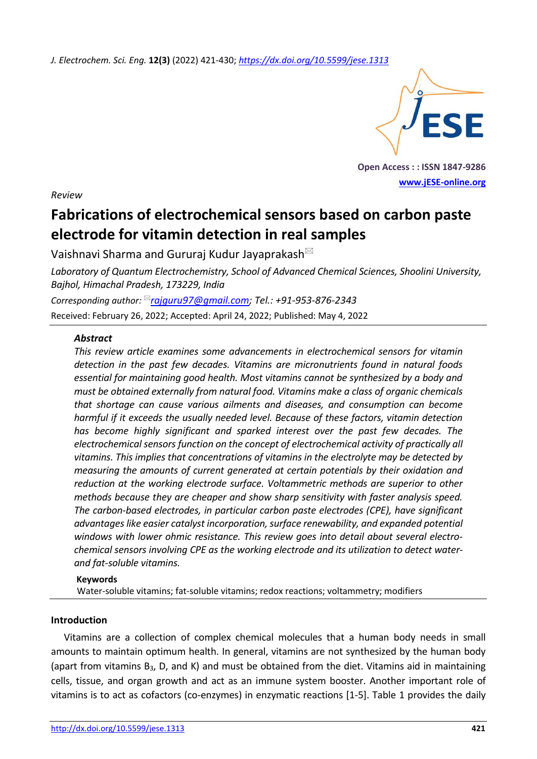Review

# Fabrications of electrochemical sensors based on carbon paste electrode for vitamin detection in real samples

Vaishnavi Sharma and Gururaj Kudur Jayaprakash

*Laboratory of Quantum Electrochemistry, School of Advanced Chemical Sciences, Shoolini University, Bajhol, Himachal Pradesh, 173229, India*

*Corresponding author:* *rajguru97@gmail.com*; *Tel.: +91-953-876-2343*

Received: February 26, 2022; Accepted: April 24, 2022; Published: May 4, 2022

### *Abstract*

*This review article examines some advancements in electrochemical sensors for vitamin detection in the past few decades. Vitamins are micronutrients found in natural foods essential for maintaining good health. Most vitamins cannot be synthesized by a body and must be obtained externally from natural food. Vitamins make a class of organic chemicals that shortage can cause various ailments and diseases, and consumption can become harmful if it exceeds the usually needed level. Because of these factors, vitamin detection has become highly significant and sparked interest over the past few decades. The electrochemical sensors function on the concept of electrochemical activity of practically all vitamins. This implies that concentrations of vitamins in the electrolyte may be detected by measuring the amounts of current generated at certain potentials by their oxidation and reduction at the working electrode surface. Voltammetric methods are superior to other methods because they are cheaper and show sharp sensitivity with faster analysis speed. The carbon-based electrodes, in particular carbon paste electrodes (CPE), have significant advantages like easier catalyst incorporation, surface renewability, and expanded potential windows with lower ohmic resistance. This review goes into detail about several electrochemical sensors involving CPE as the working electrode and its utilization to detect water- and fat-soluble vitamins.*

### Keywords

Water-soluble vitamins; fat-soluble vitamins; redox reactions; voltammetry; modifiers

## Introduction

Vitamins are a collection of complex chemical molecules that a human body needs in small amounts to maintain optimum health. In general, vitamins are not synthesized by the human body (apart from vitamins $B_3$, D, and K) and must be obtained from the diet. Vitamins aid in maintaining cells, tissue, and organ growth and act as an immune system booster. Another important role of vitamins is to act as cofactors (co-enzymes) in enzymatic reactions [1-5]. Table 1 provides the daily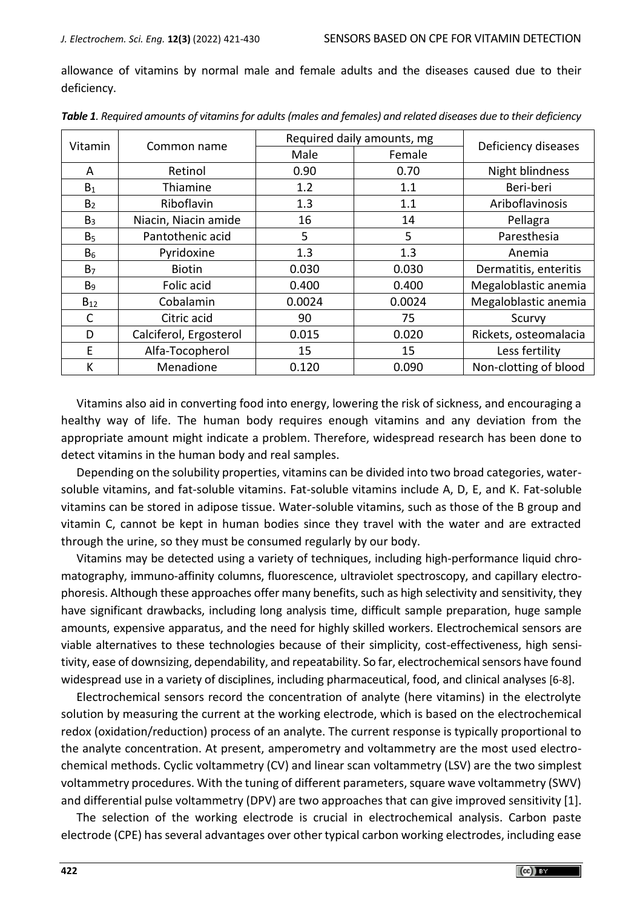allowance of vitamins by normal male and female adults and the diseases caused due to their deficiency.

***Table 1**. Required amounts of vitamins for adults (males and females) and related diseases due to their deficiency*

| Vitamin | Common name | Required daily amounts, mg | | Deficiency diseases |
|---|---|---|---|---|
| | | Male | Female | |
| A | Retinol | 0.90 | 0.70 | Night blindness |
| $B_1$ | Thiamine | 1.2 | 1.1 | Beri-beri |
| $B_2$ | Riboflavin | 1.3 | 1.1 | Ariboflavinosis |
| $B_3$ | Niacin, Niacin amide | 16 | 14 | Pellagra |
| $B_5$ | Pantothenic acid | 5 | 5 | Paresthesia |
| $B_6$ | Pyridoxine | 1.3 | 1.3 | Anemia |
| $B_7$ | Biotin | 0.030 | 0.030 | Dermatitis, enteritis |
| $B_9$ | Folic acid | 0.400 | 0.400 | Megaloblastic anemia |
| $B_{12}$ | Cobalamin | 0.0024 | 0.0024 | Megaloblastic anemia |
| C | Citric acid | 90 | 75 | Scurvy |
| D | Calciferol, Ergosterol | 0.015 | 0.020 | Rickets, osteomalacia |
| E | Alfa-Tocopherol | 15 | 15 | Less fertility |
| K | Menadione | 0.120 | 0.090 | Non-clotting of blood |

Vitamins also aid in converting food into energy, lowering the risk of sickness, and encouraging a healthy way of life. The human body requires enough vitamins and any deviation from the appropriate amount might indicate a problem. Therefore, widespread research has been done to detect vitamins in the human body and real samples.

Depending on the solubility properties, vitamins can be divided into two broad categories, water-soluble vitamins, and fat-soluble vitamins. Fat-soluble vitamins include A, D, E, and K. Fat-soluble vitamins can be stored in adipose tissue. Water-soluble vitamins, such as those of the B group and vitamin C, cannot be kept in human bodies since they travel with the water and are extracted through the urine, so they must be consumed regularly by our body.

Vitamins may be detected using a variety of techniques, including high-performance liquid chromatography, immuno-affinity columns, fluorescence, ultraviolet spectroscopy, and capillary electrophoresis. Although these approaches offer many benefits, such as high selectivity and sensitivity, they have significant drawbacks, including long analysis time, difficult sample preparation, huge sample amounts, expensive apparatus, and the need for highly skilled workers. Electrochemical sensors are viable alternatives to these technologies because of their simplicity, cost-effectiveness, high sensitivity, ease of downsizing, dependability, and repeatability. So far, electrochemical sensors have found widespread use in a variety of disciplines, including pharmaceutical, food, and clinical analyses [6-8].

Electrochemical sensors record the concentration of analyte (here vitamins) in the electrolyte solution by measuring the current at the working electrode, which is based on the electrochemical redox (oxidation/reduction) process of an analyte. The current response is typically proportional to the analyte concentration. At present, amperometry and voltammetry are the most used electrochemical methods. Cyclic voltammetry (CV) and linear scan voltammetry (LSV) are the two simplest voltammetry procedures. With the tuning of different parameters, square wave voltammetry (SWV) and differential pulse voltammetry (DPV) are two approaches that can give improved sensitivity [1].

The selection of the working electrode is crucial in electrochemical analysis. Carbon paste electrode (CPE) has several advantages over other typical carbon working electrodes, including ease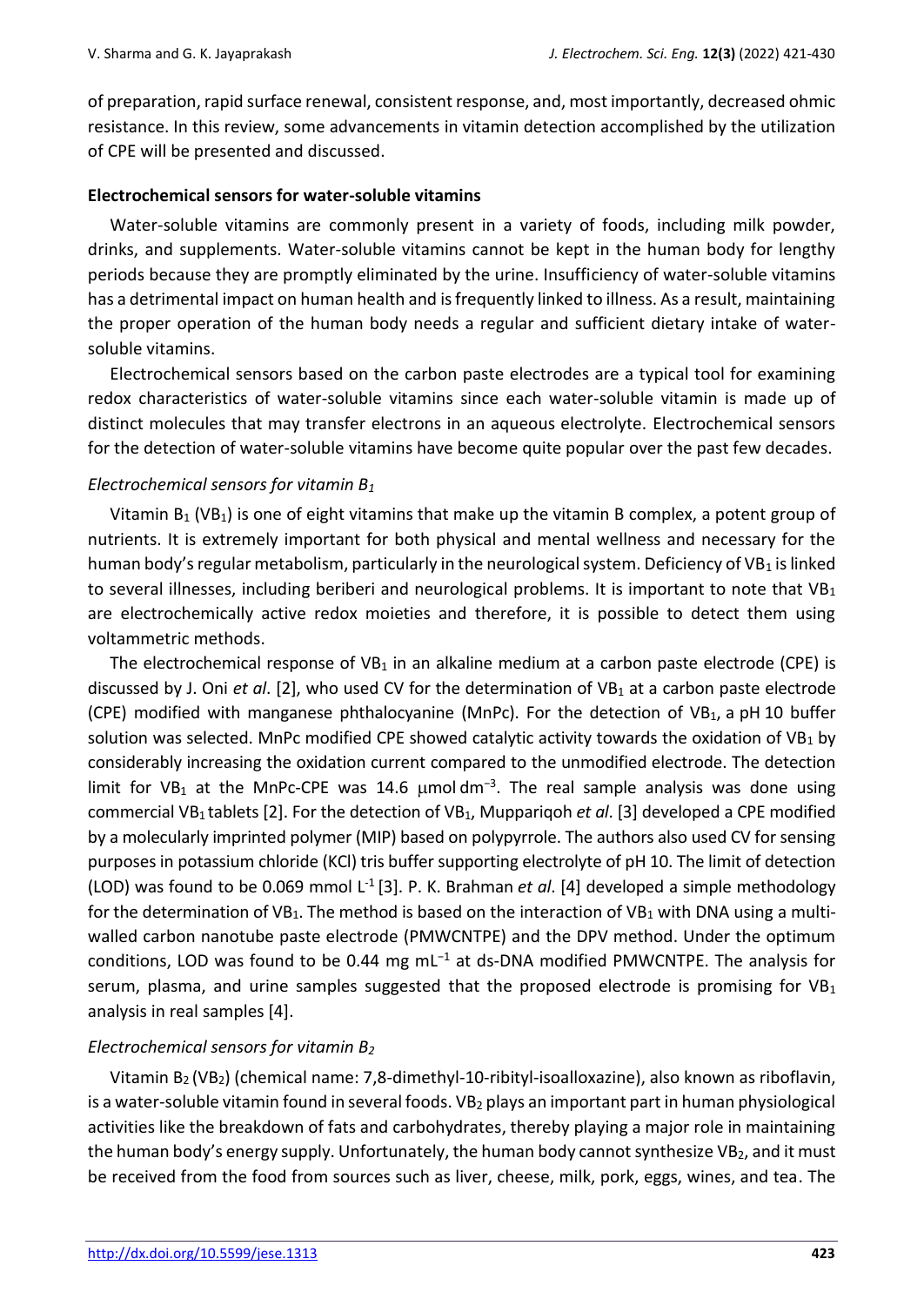of preparation, rapid surface renewal, consistent response, and, most importantly, decreased ohmic resistance. In this review, some advancements in vitamin detection accomplished by the utilization of CPE will be presented and discussed.

**Electrochemical sensors for water-soluble vitamins**

Water-soluble vitamins are commonly present in a variety of foods, including milk powder, drinks, and supplements. Water-soluble vitamins cannot be kept in the human body for lengthy periods because they are promptly eliminated by the urine. Insufficiency of water-soluble vitamins has a detrimental impact on human health and is frequently linked to illness. As a result, maintaining the proper operation of the human body needs a regular and sufficient dietary intake of water-soluble vitamins.

Electrochemical sensors based on the carbon paste electrodes are a typical tool for examining redox characteristics of water-soluble vitamins since each water-soluble vitamin is made up of distinct molecules that may transfer electrons in an aqueous electrolyte. Electrochemical sensors for the detection of water-soluble vitamins have become quite popular over the past few decades.

*Electrochemical sensors for vitamin $B_1$*

Vitamin $B_1$ ($VB_1$) is one of eight vitamins that make up the vitamin B complex, a potent group of nutrients. It is extremely important for both physical and mental wellness and necessary for the human body's regular metabolism, particularly in the neurological system. Deficiency of $VB_1$ is linked to several illnesses, including beriberi and neurological problems. It is important to note that $VB_1$ are electrochemically active redox moieties and therefore, it is possible to detect them using voltammetric methods.

The electrochemical response of $VB_1$ in an alkaline medium at a carbon paste electrode (CPE) is discussed by J. Oni *et al*. [2], who used CV for the determination of $VB_1$ at a carbon paste electrode (CPE) modified with manganese phthalocyanine (MnPc). For the detection of $VB_1$, a pH 10 buffer solution was selected. MnPc modified CPE showed catalytic activity towards the oxidation of $VB_1$ by considerably increasing the oxidation current compared to the unmodified electrode. The detection limit for $VB_1$ at the MnPc-CPE was 14.6 μmol dm$^{-3}$. The real sample analysis was done using commercial $VB_1$ tablets [2]. For the detection of $VB_1$, Muppariqoh *et al*. [3] developed a CPE modified by a molecularly imprinted polymer (MIP) based on polypyrrole. The authors also used CV for sensing purposes in potassium chloride (KCl) tris buffer supporting electrolyte of pH 10. The limit of detection (LOD) was found to be 0.069 mmol L$^{-1}$ [3]. P. K. Brahman *et al*. [4] developed a simple methodology for the determination of $VB_1$. The method is based on the interaction of $VB_1$ with DNA using a multi-walled carbon nanotube paste electrode (PMWCNTPE) and the DPV method. Under the optimum conditions, LOD was found to be 0.44 mg mL$^{-1}$ at ds-DNA modified PMWCNTPE. The analysis for serum, plasma, and urine samples suggested that the proposed electrode is promising for $VB_1$ analysis in real samples [4].

*Electrochemical sensors for vitamin $B_2$*

Vitamin $B_2$ ($VB_2$) (chemical name: 7,8-dimethyl-10-ribityl-isoalloxazine), also known as riboflavin, is a water-soluble vitamin found in several foods. $VB_2$ plays an important part in human physiological activities like the breakdown of fats and carbohydrates, thereby playing a major role in maintaining the human body's energy supply. Unfortunately, the human body cannot synthesize $VB_2$, and it must be received from the food from sources such as liver, cheese, milk, pork, eggs, wines, and tea. The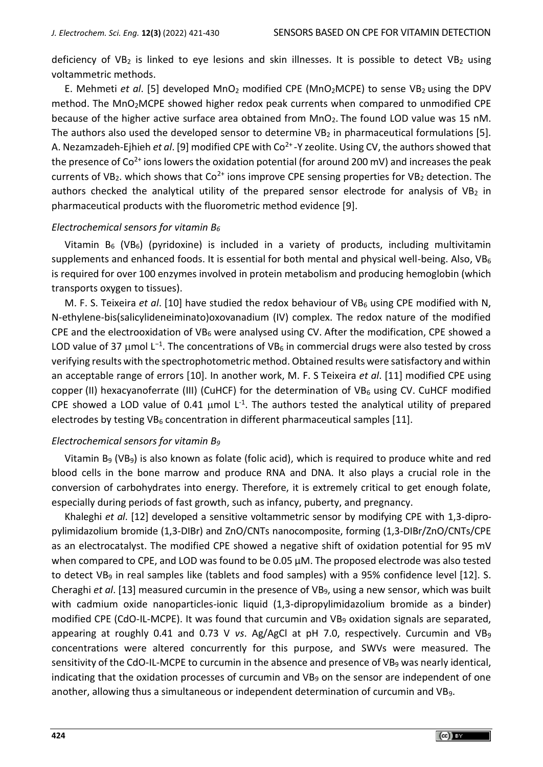deficiency of $VB_2$ is linked to eye lesions and skin illnesses. It is possible to detect $VB_2$ using voltammetric methods.

E. Mehmeti *et al*. [5] developed $MnO_2$ modified CPE ($MnO_2$MCPE) to sense $VB_2$ using the DPV method. The $MnO_2$MCPE showed higher redox peak currents when compared to unmodified CPE because of the higher active surface area obtained from $MnO_2$. The found LOD value was 15 nM. The authors also used the developed sensor to determine $VB_2$ in pharmaceutical formulations [5]. A. Nezamzadeh-Ejhieh *et al*. [9] modified CPE with $Co^{2+}$-Y zeolite. Using CV, the authors showed that the presence of $Co^{2+}$ ions lowers the oxidation potential (for around 200 mV) and increases the peak currents of $VB_2$. which shows that $Co^{2+}$ ions improve CPE sensing properties for $VB_2$ detection. The authors checked the analytical utility of the prepared sensor electrode for analysis of $VB_2$ in pharmaceutical products with the fluorometric method evidence [9].

### *Electrochemical sensors for vitamin $B_6$*

Vitamin $B_6$ ($VB_6$) (pyridoxine) is included in a variety of products, including multivitamin supplements and enhanced foods. It is essential for both mental and physical well-being. Also, $VB_6$ is required for over 100 enzymes involved in protein metabolism and producing hemoglobin (which transports oxygen to tissues).

M. F. S. Teixeira *et al*. [10] have studied the redox behaviour of $VB_6$ using CPE modified with N, N-ethylene-bis(salicylideneiminato)oxovanadium (IV) complex. The redox nature of the modified CPE and the electrooxidation of $VB_6$ were analysed using CV. After the modification, CPE showed a LOD value of 37 μmol $L^{-1}$. The concentrations of $VB_6$ in commercial drugs were also tested by cross verifying results with the spectrophotometric method. Obtained results were satisfactory and within an acceptable range of errors [10]. In another work, M. F. S Teixeira *et al*. [11] modified CPE using copper (II) hexacyanoferrate (III) (CuHCF) for the determination of $VB_6$ using CV. CuHCF modified CPE showed a LOD value of 0.41 μmol $L^{-1}$. The authors tested the analytical utility of prepared electrodes by testing $VB_6$ concentration in different pharmaceutical samples [11].

### *Electrochemical sensors for vitamin $B_9$*

Vitamin $B_9$ ($VB_9$) is also known as folate (folic acid), which is required to produce white and red blood cells in the bone marrow and produce RNA and DNA. It also plays a crucial role in the conversion of carbohydrates into energy. Therefore, it is extremely critical to get enough folate, especially during periods of fast growth, such as infancy, puberty, and pregnancy.

Khaleghi *et al*. [12] developed a sensitive voltammetric sensor by modifying CPE with 1,3-dipropylimidazolium bromide (1,3-DIBr) and ZnO/CNTs nanocomposite, forming (1,3-DIBr/ZnO/CNTs/CPE as an electrocatalyst. The modified CPE showed a negative shift of oxidation potential for 95 mV when compared to CPE, and LOD was found to be 0.05 μM. The proposed electrode was also tested to detect $VB_9$ in real samples like (tablets and food samples) with a 95% confidence level [12]. S. Cheraghi *et al*. [13] measured curcumin in the presence of $VB_9$, using a new sensor, which was built with cadmium oxide nanoparticles-ionic liquid (1,3-dipropylimidazolium bromide as a binder) modified CPE (CdO-IL-MCPE). It was found that curcumin and $VB_9$ oxidation signals are separated, appearing at roughly 0.41 and 0.73 V *vs*. Ag/AgCl at pH 7.0, respectively. Curcumin and $VB_9$ concentrations were altered concurrently for this purpose, and SWVs were measured. The sensitivity of the CdO-IL-MCPE to curcumin in the absence and presence of $VB_9$ was nearly identical, indicating that the oxidation processes of curcumin and $VB_9$ on the sensor are independent of one another, allowing thus a simultaneous or independent determination of curcumin and $VB_9$.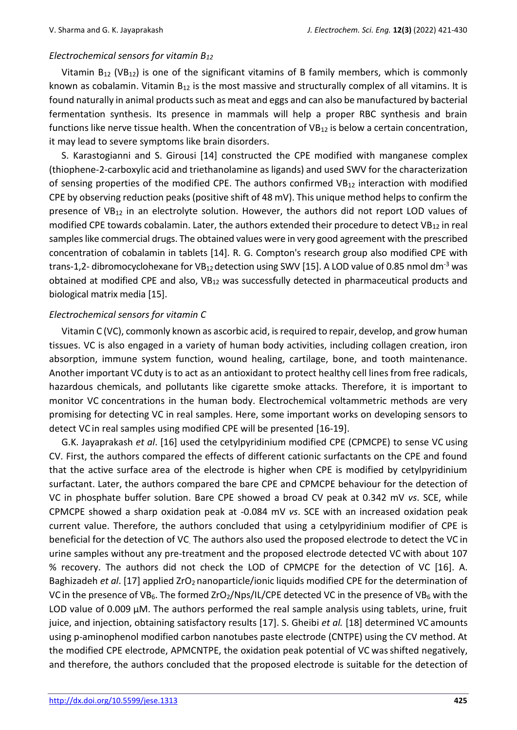### *Electrochemical sensors for vitamin $B_{12}$*

Vitamin $B_{12}$ ($VB_{12}$) is one of the significant vitamins of B family members, which is commonly known as cobalamin. Vitamin $B_{12}$ is the most massive and structurally complex of all vitamins. It is found naturally in animal products such as meat and eggs and can also be manufactured by bacterial fermentation synthesis. Its presence in mammals will help a proper RBC synthesis and brain functions like nerve tissue health. When the concentration of $VB_{12}$ is below a certain concentration, it may lead to severe symptoms like brain disorders.

S. Karastogianni and S. Girousi [14] constructed the CPE modified with manganese complex (thiophene-2-carboxylic acid and triethanolamine as ligands) and used SWV for the characterization of sensing properties of the modified CPE. The authors confirmed $VB_{12}$ interaction with modified CPE by observing reduction peaks (positive shift of 48 mV). This unique method helps to confirm the presence of $VB_{12}$ in an electrolyte solution. However, the authors did not report LOD values of modified CPE towards cobalamin. Later, the authors extended their procedure to detect $VB_{12}$ in real samples like commercial drugs. The obtained values were in very good agreement with the prescribed concentration of cobalamin in tablets [14]. R. G. Compton's research group also modified CPE with trans-1,2- dibromocyclohexane for $VB_{12}$ detection using SWV [15]. A LOD value of 0.85 nmol $dm^{-3}$ was obtained at modified CPE and also, $VB_{12}$ was successfully detected in pharmaceutical products and biological matrix media [15].

### *Electrochemical sensors for vitamin C*

Vitamin C (VC), commonly known as ascorbic acid, is required to repair, develop, and grow human tissues. VC is also engaged in a variety of human body activities, including collagen creation, iron absorption, immune system function, wound healing, cartilage, bone, and tooth maintenance. Another important VC duty is to act as an antioxidant to protect healthy cell lines from free radicals, hazardous chemicals, and pollutants like cigarette smoke attacks. Therefore, it is important to monitor VC concentrations in the human body. Electrochemical voltammetric methods are very promising for detecting VC in real samples. Here, some important works on developing sensors to detect VC in real samples using modified CPE will be presented [16-19].

G.K. Jayaprakash *et al*. [16] used the cetylpyridinium modified CPE (CPMCPE) to sense VC using CV. First, the authors compared the effects of different cationic surfactants on the CPE and found that the active surface area of the electrode is higher when CPE is modified by cetylpyridinium surfactant. Later, the authors compared the bare CPE and CPMCPE behaviour for the detection of VC in phosphate buffer solution. Bare CPE showed a broad CV peak at 0.342 mV *vs*. SCE, while CPMCPE showed a sharp oxidation peak at -0.084 mV *vs*. SCE with an increased oxidation peak current value. Therefore, the authors concluded that using a cetylpyridinium modifier of CPE is beneficial for the detection of VC. The authors also used the proposed electrode to detect the VC in urine samples without any pre-treatment and the proposed electrode detected VC with about 107 % recovery. The authors did not check the LOD of CPMCPE for the detection of VC [16]. A. Baghizadeh *et al*. [17] applied $ZrO_2$ nanoparticle/ionic liquids modified CPE for the determination of VC in the presence of $VB_6$. The formed $ZrO_2$/Nps/IL/CPE detected VC in the presence of $VB_6$ with the LOD value of 0.009 μM. The authors performed the real sample analysis using tablets, urine, fruit juice, and injection, obtaining satisfactory results [17]. S. Gheibi *et al.* [18] determined VC amounts using p-aminophenol modified carbon nanotubes paste electrode (CNTPE) using the CV method. At the modified CPE electrode, APMCNTPE, the oxidation peak potential of VC was shifted negatively, and therefore, the authors concluded that the proposed electrode is suitable for the detection of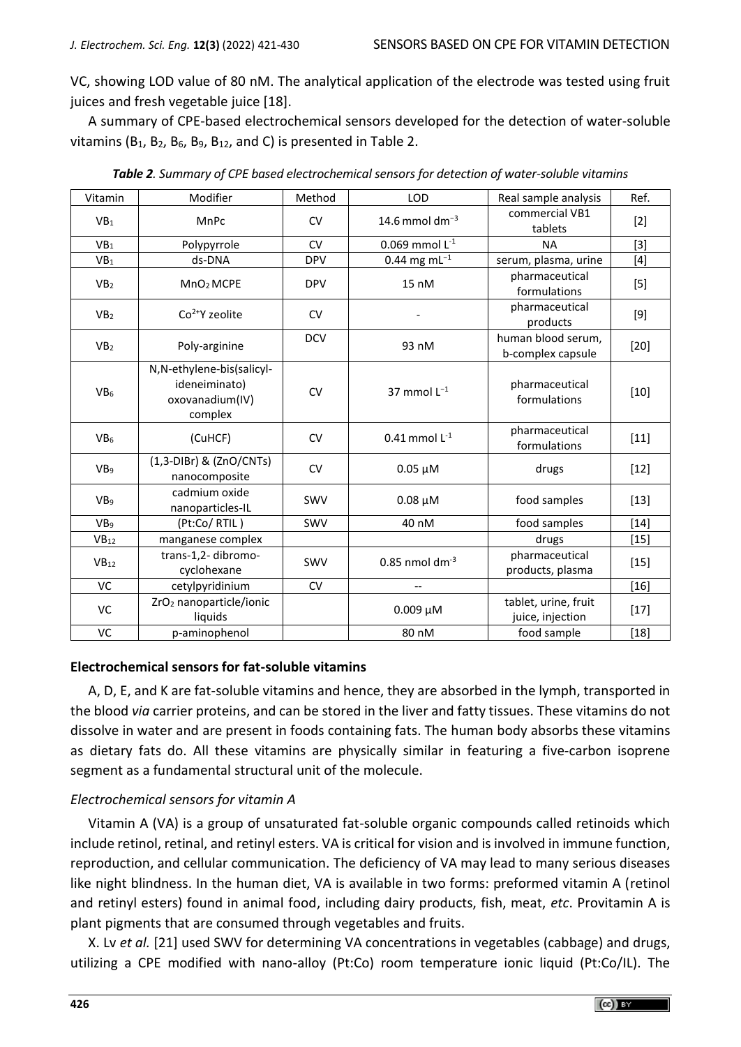VC, showing LOD value of 80 nM. The analytical application of the electrode was tested using fruit juices and fresh vegetable juice [18].

A summary of CPE-based electrochemical sensors developed for the detection of water-soluble vitamins ($B_1$, $B_2$, $B_6$, $B_9$, $B_{12}$, and C) is presented in Table 2.

***Table 2**. Summary of CPE based electrochemical sensors for detection of water-soluble vitamins*

| Vitamin | Modifier | Method | LOD | Real sample analysis | Ref. |
|---|---|---|---|---|---|
| $VB_1$ | MnPc | CV | 14.6 mmol $dm^{-3}$ | commercial VB1 tablets | [2] |
| $VB_1$ | Polypyrrole | CV | 0.069 mmol $L^{-1}$ | NA | [3] |
| $VB_1$ | ds-DNA | DPV | 0.44 mg $mL^{-1}$ | serum, plasma, urine | [4] |
| $VB_2$ | $MnO_2$ MCPE | DPV | 15 nM | pharmaceutical formulations | [5] |
| $VB_2$ | $Co^{2+}$Y zeolite | CV | - | pharmaceutical products | [9] |
| $VB_2$ | Poly-arginine | DCV | 93 nM | human blood serum, b-complex capsule | [20] |
| $VB_6$ | N,N-ethylene-bis(salicyl-ideneiminato) oxovanadium(IV) complex | CV | 37 mmol $L^{-1}$ | pharmaceutical formulations | [10] |
| $VB_6$ | (CuHCF) | CV | 0.41 mmol $L^{-1}$ | pharmaceutical formulations | [11] |
| $VB_9$ | (1,3-DIBr) & (ZnO/CNTs) nanocomposite | CV | 0.05 µM | drugs | [12] |
| $VB_9$ | cadmium oxide nanoparticles-IL | SWV | 0.08 µM | food samples | [13] |
| $VB_9$ | (Pt:Co/ RTIL ) | SWV | 40 nM | food samples | [14] |
| $VB_{12}$ | manganese complex | | | drugs | [15] |
| $VB_{12}$ | trans-1,2- dibromo-cyclohexane | SWV | 0.85 nmol $dm^{-3}$ | pharmaceutical products, plasma | [15] |
| VC | cetylpyridinium | CV | -- | | [16] |
| VC | $ZrO_2$ nanoparticle/ionic liquids | | 0.009 µM | tablet, urine, fruit juice, injection | [17] |
| VC | p-aminophenol | | 80 nM | food sample | [18] |

## Electrochemical sensors for fat-soluble vitamins

A, D, E, and K are fat-soluble vitamins and hence, they are absorbed in the lymph, transported in the blood *via* carrier proteins, and can be stored in the liver and fatty tissues. These vitamins do not dissolve in water and are present in foods containing fats. The human body absorbs these vitamins as dietary fats do. All these vitamins are physically similar in featuring a five-carbon isoprene segment as a fundamental structural unit of the molecule.

### *Electrochemical sensors for vitamin A*

Vitamin A (VA) is a group of unsaturated fat-soluble organic compounds called retinoids which include retinol, retinal, and retinyl esters. VA is critical for vision and is involved in immune function, reproduction, and cellular communication. The deficiency of VA may lead to many serious diseases like night blindness. In the human diet, VA is available in two forms: preformed vitamin A (retinol and retinyl esters) found in animal food, including dairy products, fish, meat, *etc*. Provitamin A is plant pigments that are consumed through vegetables and fruits.

X. Lv *et al.* [21] used SWV for determining VA concentrations in vegetables (cabbage) and drugs, utilizing a CPE modified with nano-alloy (Pt:Co) room temperature ionic liquid (Pt:Co/IL). The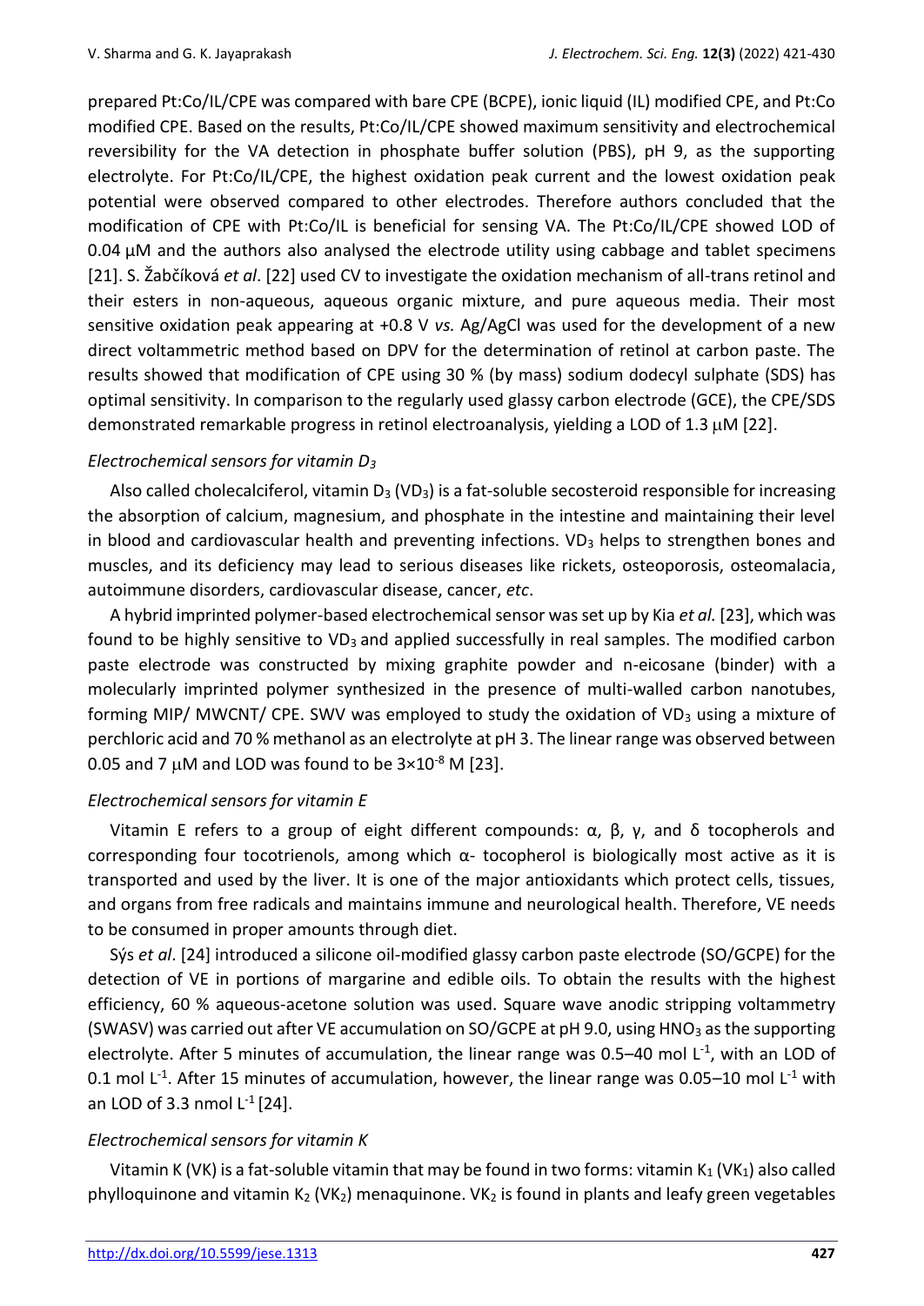prepared Pt:Co/IL/CPE was compared with bare CPE (BCPE), ionic liquid (IL) modified CPE, and Pt:Co modified CPE. Based on the results, Pt:Co/IL/CPE showed maximum sensitivity and electrochemical reversibility for the VA detection in phosphate buffer solution (PBS), pH 9, as the supporting electrolyte. For Pt:Co/IL/CPE, the highest oxidation peak current and the lowest oxidation peak potential were observed compared to other electrodes. Therefore authors concluded that the modification of CPE with Pt:Co/IL is beneficial for sensing VA. The Pt:Co/IL/CPE showed LOD of 0.04 μM and the authors also analysed the electrode utility using cabbage and tablet specimens [21]. S. Žabčíková *et al*. [22] used CV to investigate the oxidation mechanism of all-trans retinol and their esters in non-aqueous, aqueous organic mixture, and pure aqueous media. Their most sensitive oxidation peak appearing at +0.8 V *vs.* Ag/AgCl was used for the development of a new direct voltammetric method based on DPV for the determination of retinol at carbon paste. The results showed that modification of CPE using 30 % (by mass) sodium dodecyl sulphate (SDS) has optimal sensitivity. In comparison to the regularly used glassy carbon electrode (GCE), the CPE/SDS demonstrated remarkable progress in retinol electroanalysis, yielding a LOD of 1.3 μM [22].

### *Electrochemical sensors for vitamin $D_3$*

Also called cholecalciferol, vitamin $D_3$ ($VD_3$) is a fat-soluble secosteroid responsible for increasing the absorption of calcium, magnesium, and phosphate in the intestine and maintaining their level in blood and cardiovascular health and preventing infections. $VD_3$ helps to strengthen bones and muscles, and its deficiency may lead to serious diseases like rickets, osteoporosis, osteomalacia, autoimmune disorders, cardiovascular disease, cancer, *etc*.

A hybrid imprinted polymer-based electrochemical sensor was set up by Kia *et al.* [23], which was found to be highly sensitive to $VD_3$ and applied successfully in real samples. The modified carbon paste electrode was constructed by mixing graphite powder and n-eicosane (binder) with a molecularly imprinted polymer synthesized in the presence of multi-walled carbon nanotubes, forming MIP/ MWCNT/ CPE. SWV was employed to study the oxidation of $VD_3$ using a mixture of perchloric acid and 70 % methanol as an electrolyte at pH 3. The linear range was observed between 0.05 and 7 μM and LOD was found to be $3\times10^{-8}$ M [23].

### *Electrochemical sensors for vitamin E*

Vitamin E refers to a group of eight different compounds: α, β, γ, and δ tocopherols and corresponding four tocotrienols, among which α- tocopherol is biologically most active as it is transported and used by the liver. It is one of the major antioxidants which protect cells, tissues, and organs from free radicals and maintains immune and neurological health. Therefore, VE needs to be consumed in proper amounts through diet.

Sýs *et al*. [24] introduced a silicone oil-modified glassy carbon paste electrode (SO/GCPE) for the detection of VE in portions of margarine and edible oils. To obtain the results with the highest efficiency, 60 % aqueous-acetone solution was used. Square wave anodic stripping voltammetry (SWASV) was carried out after VE accumulation on SO/GCPE at pH 9.0, using $HNO_3$ as the supporting electrolyte. After 5 minutes of accumulation, the linear range was 0.5–40 mol $L^{-1}$, with an LOD of 0.1 mol $L^{-1}$. After 15 minutes of accumulation, however, the linear range was 0.05–10 mol $L^{-1}$ with an LOD of 3.3 nmol $L^{-1}$ [24].

### *Electrochemical sensors for vitamin K*

Vitamin K (VK) is a fat-soluble vitamin that may be found in two forms: vitamin $K_1$ ($VK_1$) also called phylloquinone and vitamin $K_2$ ($VK_2$) menaquinone. $VK_2$ is found in plants and leafy green vegetables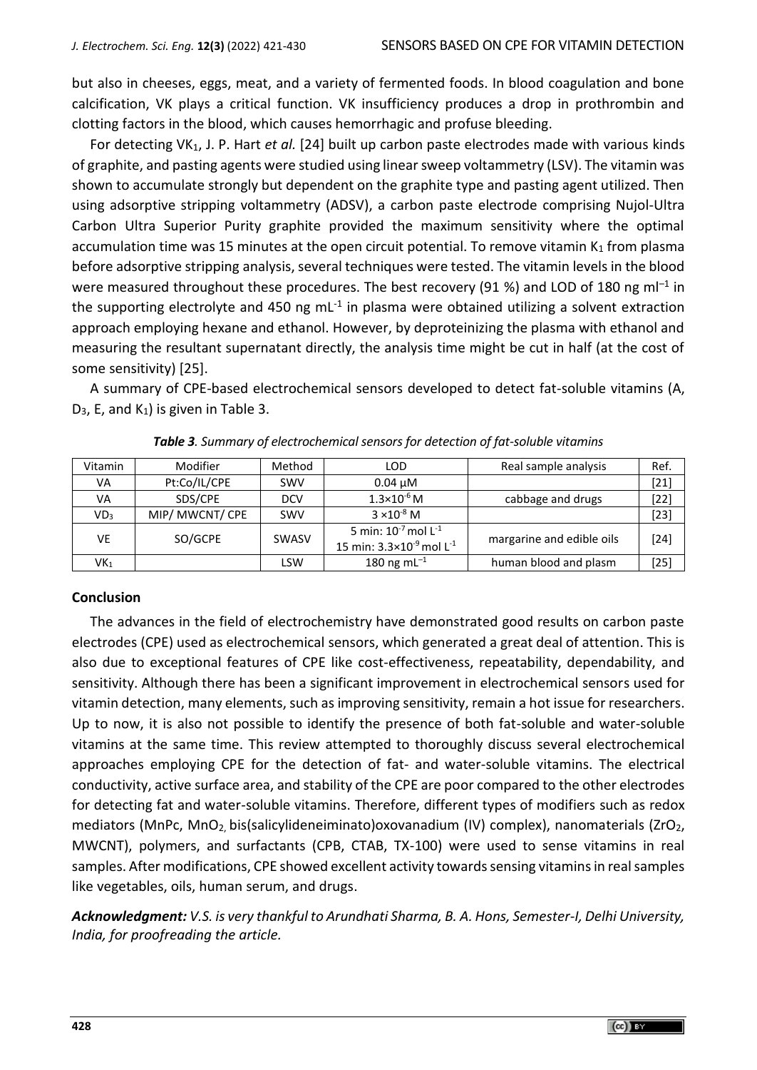but also in cheeses, eggs, meat, and a variety of fermented foods. In blood coagulation and bone calcification, VK plays a critical function. VK insufficiency produces a drop in prothrombin and clotting factors in the blood, which causes hemorrhagic and profuse bleeding.

For detecting $VK_1$, J. P. Hart *et al.* [24] built up carbon paste electrodes made with various kinds of graphite, and pasting agents were studied using linear sweep voltammetry (LSV). The vitamin was shown to accumulate strongly but dependent on the graphite type and pasting agent utilized. Then using adsorptive stripping voltammetry (ADSV), a carbon paste electrode comprising Nujol-Ultra Carbon Ultra Superior Purity graphite provided the maximum sensitivity where the optimal accumulation time was 15 minutes at the open circuit potential. To remove vitamin $K_1$ from plasma before adsorptive stripping analysis, several techniques were tested. The vitamin levels in the blood were measured throughout these procedures. The best recovery (91 %) and LOD of 180 ng $ml^{-1}$ in the supporting electrolyte and 450 ng $mL^{-1}$ in plasma were obtained utilizing a solvent extraction approach employing hexane and ethanol. However, by deproteinizing the plasma with ethanol and measuring the resultant supernatant directly, the analysis time might be cut in half (at the cost of some sensitivity) [25].

A summary of CPE-based electrochemical sensors developed to detect fat-soluble vitamins (A, $D_3$, E, and $K_1$) is given in Table 3.

***Table 3**. Summary of electrochemical sensors for detection of fat-soluble vitamins*

| Vitamin | Modifier | Method | LOD | Real sample analysis | Ref. |
|---|---|---|---|---|---|
| VA | Pt:Co/IL/CPE | SWV | 0.04 µM | | [21] |
| VA | SDS/CPE | DCV | $1.3\times10^{-6}$ M | cabbage and drugs | [22] |
| $VD_3$ | MIP/ MWCNT/ CPE | SWV | $3\times10^{-8}$ M | | [23] |
| VE | SO/GCPE | SWASV | 5 min: $10^{-7}$ mol $L^{-1}$<br>15 min: $3.3\times10^{-9}$ mol $L^{-1}$ | margarine and edible oils | [24] |
| $VK_1$ | | LSW | 180 ng $mL^{-1}$ | human blood and plasm | [25] |

## Conclusion

The advances in the field of electrochemistry have demonstrated good results on carbon paste electrodes (CPE) used as electrochemical sensors, which generated a great deal of attention. This is also due to exceptional features of CPE like cost-effectiveness, repeatability, dependability, and sensitivity. Although there has been a significant improvement in electrochemical sensors used for vitamin detection, many elements, such as improving sensitivity, remain a hot issue for researchers. Up to now, it is also not possible to identify the presence of both fat-soluble and water-soluble vitamins at the same time. This review attempted to thoroughly discuss several electrochemical approaches employing CPE for the detection of fat- and water-soluble vitamins. The electrical conductivity, active surface area, and stability of the CPE are poor compared to the other electrodes for detecting fat and water-soluble vitamins. Therefore, different types of modifiers such as redox mediators (MnPc, $MnO_2$, bis(salicylideneiminato)oxovanadium (IV) complex), nanomaterials ($ZrO_2$, MWCNT), polymers, and surfactants (CPB, CTAB, TX-100) were used to sense vitamins in real samples. After modifications, CPE showed excellent activity towards sensing vitamins in real samples like vegetables, oils, human serum, and drugs.

***Acknowledgment:*** *V.S. is very thankful to Arundhati Sharma, B. A. Hons, Semester-I, Delhi University, India, for proofreading the article.*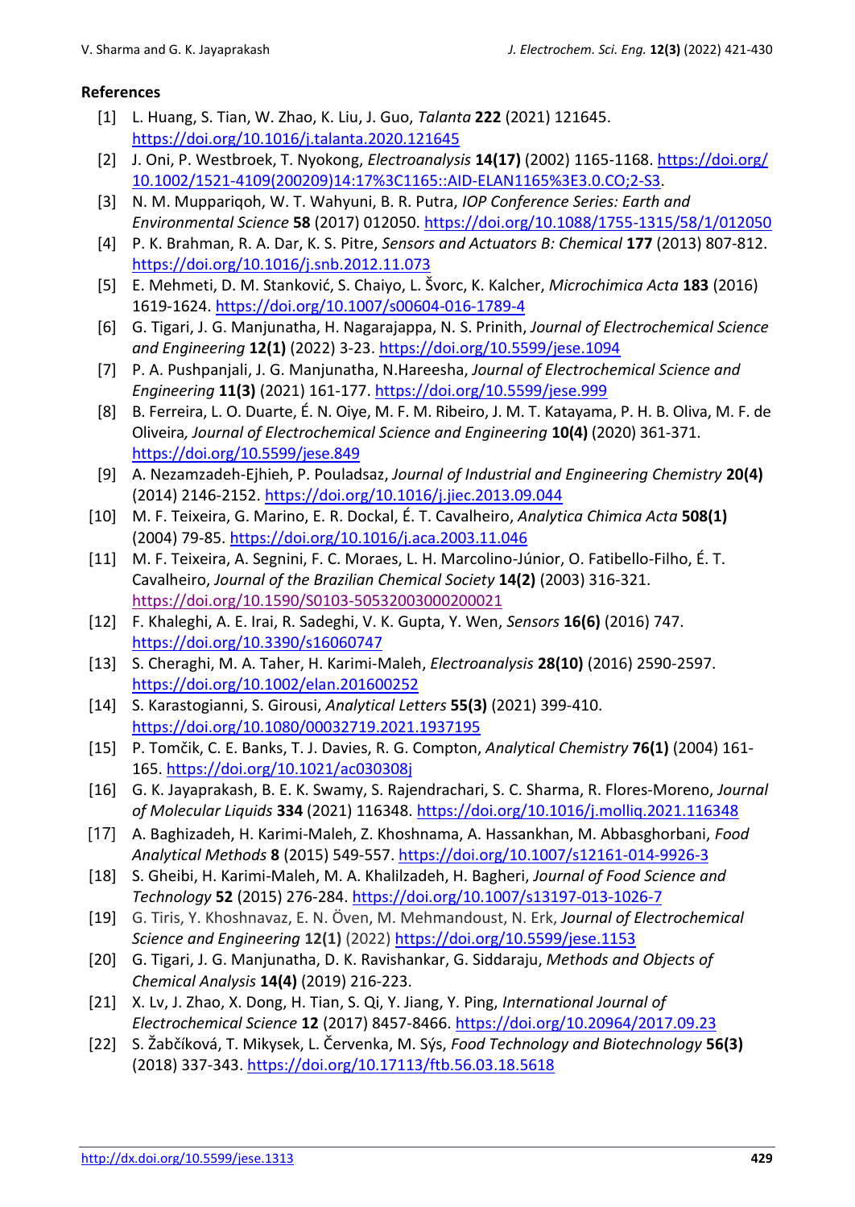## References

[1] L. Huang, S. Tian, W. Zhao, K. Liu, J. Guo, *Talanta* **222** (2021) 121645. https://doi.org/10.1016/j.talanta.2020.121645

[2] J. Oni, P. Westbroek, T. Nyokong, *Electroanalysis* **14(17)** (2002) 1165-1168. https://doi.org/10.1002/1521-4109(200209)14:17%3C1165::AID-ELAN1165%3E3.0.CO;2-S3.

[3] N. M. Muppariqoh, W. T. Wahyuni, B. R. Putra, *IOP Conference Series: Earth and Environmental Science* **58** (2017) 012050. https://doi.org/10.1088/1755-1315/58/1/012050

[4] P. K. Brahman, R. A. Dar, K. S. Pitre, *Sensors and Actuators B: Chemical* **177** (2013) 807-812. https://doi.org/10.1016/j.snb.2012.11.073

[5] E. Mehmeti, D. M. Stanković, S. Chaiyo, L. Švorc, K. Kalcher, *Microchimica Acta* **183** (2016) 1619-1624. https://doi.org/10.1007/s00604-016-1789-4

[6] G. Tigari, J. G. Manjunatha, H. Nagarajappa, N. S. Prinith, *Journal of Electrochemical Science and Engineering* **12(1)** (2022) 3-23. https://doi.org/10.5599/jese.1094

[7] P. A. Pushpanjali, J. G. Manjunatha, N.Hareesha, *Journal of Electrochemical Science and Engineering* **11(3)** (2021) 161-177. https://doi.org/10.5599/jese.999

[8] B. Ferreira, L. O. Duarte, É. N. Oiye, M. F. M. Ribeiro, J. M. T. Katayama, P. H. B. Oliva, M. F. de Oliveira*, Journal of Electrochemical Science and Engineering* **10(4)** (2020) 361-371. https://doi.org/10.5599/jese.849

[9] A. Nezamzadeh-Ejhieh, P. Pouladsaz, *Journal of Industrial and Engineering Chemistry* **20(4)** (2014) 2146-2152. https://doi.org/10.1016/j.jiec.2013.09.044

[10] M. F. Teixeira, G. Marino, E. R. Dockal, É. T. Cavalheiro, *Analytica Chimica Acta* **508(1)** (2004) 79-85. https://doi.org/10.1016/j.aca.2003.11.046

[11] M. F. Teixeira, A. Segnini, F. C. Moraes, L. H. Marcolino-Júnior, O. Fatibello-Filho, É. T. Cavalheiro, *Journal of the Brazilian Chemical Society* **14(2)** (2003) 316-321. https://doi.org/10.1590/S0103-50532003000200021

[12] F. Khaleghi, A. E. Irai, R. Sadeghi, V. K. Gupta, Y. Wen, *Sensors* **16(6)** (2016) 747. https://doi.org/10.3390/s16060747

[13] S. Cheraghi, M. A. Taher, H. Karimi-Maleh, *Electroanalysis* **28(10)** (2016) 2590-2597. https://doi.org/10.1002/elan.201600252

[14] S. Karastogianni, S. Girousi, *Analytical Letters* **55(3)** (2021) 399-410. https://doi.org/10.1080/00032719.2021.1937195

[15] P. Tomčik, C. E. Banks, T. J. Davies, R. G. Compton, *Analytical Chemistry* **76(1)** (2004) 161-165. https://doi.org/10.1021/ac030308j

[16] G. K. Jayaprakash, B. E. K. Swamy, S. Rajendrachari, S. C. Sharma, R. Flores-Moreno, *Journal of Molecular Liquids* **334** (2021) 116348. https://doi.org/10.1016/j.molliq.2021.116348

[17] A. Baghizadeh, H. Karimi-Maleh, Z. Khoshnama, A. Hassankhan, M. Abbasghorbani, *Food Analytical Methods* **8** (2015) 549-557. https://doi.org/10.1007/s12161-014-9926-3

[18] S. Gheibi, H. Karimi-Maleh, M. A. Khalilzadeh, H. Bagheri, *Journal of Food Science and Technology* **52** (2015) 276-284. https://doi.org/10.1007/s13197-013-1026-7

[19] G. Tiris, Y. Khoshnavaz, E. N. Öven, M. Mehmandoust, N. Erk, *Journal of Electrochemical Science and Engineering* **12(1)** (2022) https://doi.org/10.5599/jese.1153

[20] G. Tigari, J. G. Manjunatha, D. K. Ravishankar, G. Siddaraju, *Methods and Objects of Chemical Analysis* **14(4)** (2019) 216-223.

[21] X. Lv, J. Zhao, X. Dong, H. Tian, S. Qi, Y. Jiang, Y. Ping, *International Journal of Electrochemical Science* **12** (2017) 8457-8466. https://doi.org/10.20964/2017.09.23

[22] S. Žabčíková, T. Mikysek, L. Červenka, M. Sýs, *Food Technology and Biotechnology* **56(3)** (2018) 337-343. https://doi.org/10.17113/ftb.56.03.18.5618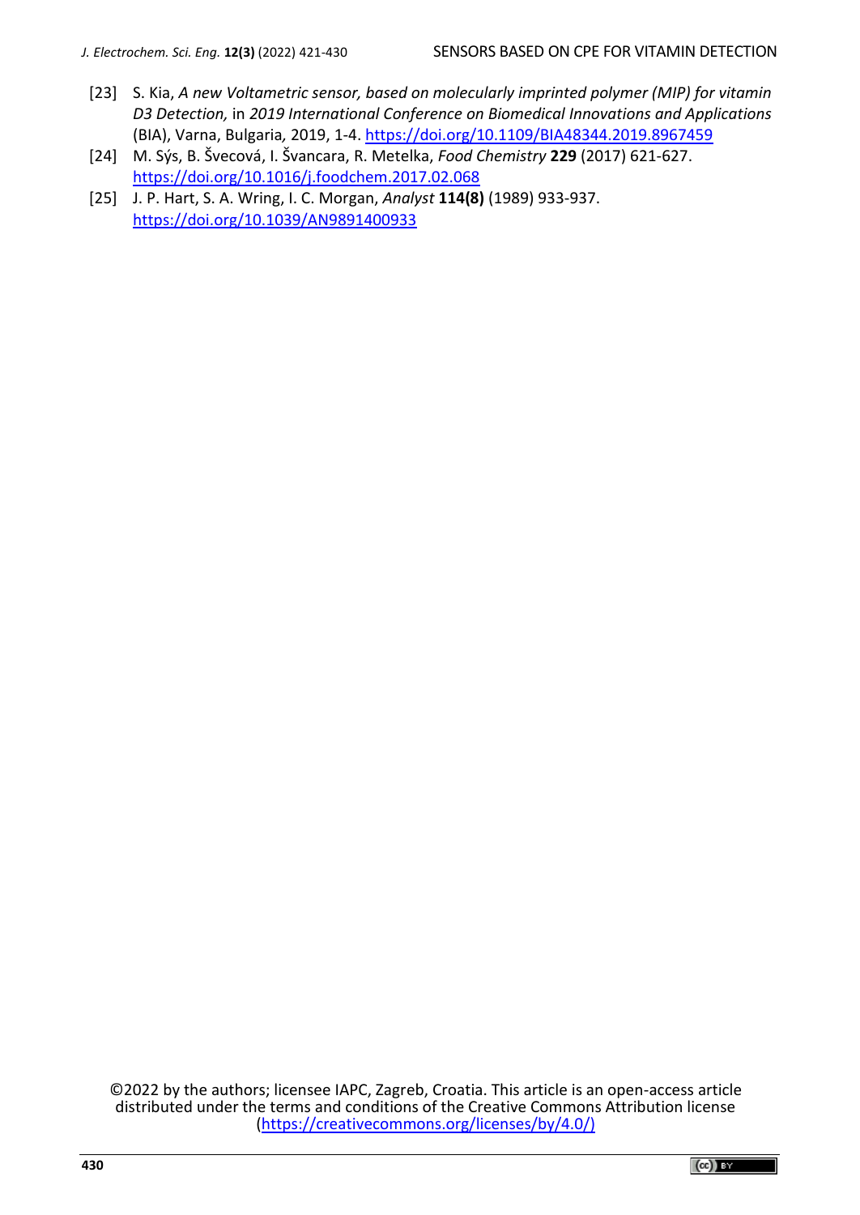[23] S. Kia, *A new Voltametric sensor, based on molecularly imprinted polymer (MIP) for vitamin D3 Detection,* in *2019 International Conference on Biomedical Innovations and Applications* (BIA), Varna, Bulgaria, 2019, 1-4. https://doi.org/10.1109/BIA48344.2019.8967459

[24] M. Sýs, B. Švecová, I. Švancara, R. Metelka, *Food Chemistry* **229** (2017) 621-627. https://doi.org/10.1016/j.foodchem.2017.02.068

[25] J. P. Hart, S. A. Wring, I. C. Morgan, *Analyst* **114(8)** (1989) 933-937. https://doi.org/10.1039/AN9891400933

©2022 by the authors; licensee IAPC, Zagreb, Croatia. This article is an open-access article distributed under the terms and conditions of the Creative Commons Attribution license (https://creativecommons.org/licenses/by/4.0/)